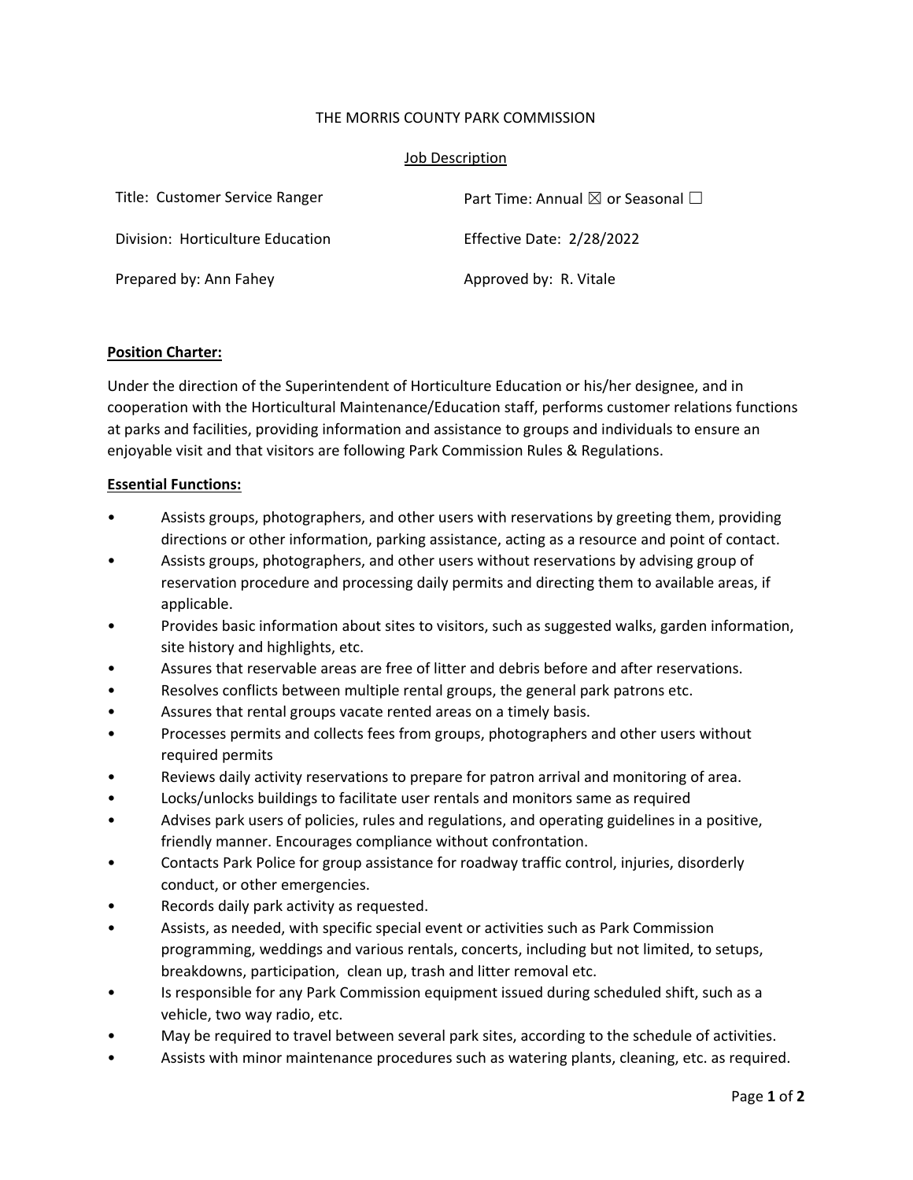THE MORRIS COUNTY PARK COMMISSION

Job Description

| Title: Customer Service Ranger | Part Time: Annual ☒ or Seasonal ☐ |
|---|---|
| Division: Horticulture Education | Effective Date: 2/28/2022 |
| Prepared by: Ann Fahey | Approved by: R. Vitale |

**Position Charter:**

Under the direction of the Superintendent of Horticulture Education or his/her designee, and in cooperation with the Horticultural Maintenance/Education staff, performs customer relations functions at parks and facilities, providing information and assistance to groups and individuals to ensure an enjoyable visit and that visitors are following Park Commission Rules & Regulations.

**Essential Functions:**

- Assists groups, photographers, and other users with reservations by greeting them, providing directions or other information, parking assistance, acting as a resource and point of contact.
- Assists groups, photographers, and other users without reservations by advising group of reservation procedure and processing daily permits and directing them to available areas, if applicable.
- Provides basic information about sites to visitors, such as suggested walks, garden information, site history and highlights, etc.
- Assures that reservable areas are free of litter and debris before and after reservations.
- Resolves conflicts between multiple rental groups, the general park patrons etc.
- Assures that rental groups vacate rented areas on a timely basis.
- Processes permits and collects fees from groups, photographers and other users without required permits
- Reviews daily activity reservations to prepare for patron arrival and monitoring of area.
- Locks/unlocks buildings to facilitate user rentals and monitors same as required
- Advises park users of policies, rules and regulations, and operating guidelines in a positive, friendly manner. Encourages compliance without confrontation.
- Contacts Park Police for group assistance for roadway traffic control, injuries, disorderly conduct, or other emergencies.
- Records daily park activity as requested.
- Assists, as needed, with specific special event or activities such as Park Commission programming, weddings and various rentals, concerts, including but not limited, to setups, breakdowns, participation, clean up, trash and litter removal etc.
- Is responsible for any Park Commission equipment issued during scheduled shift, such as a vehicle, two way radio, etc.
- May be required to travel between several park sites, according to the schedule of activities.
- Assists with minor maintenance procedures such as watering plants, cleaning, etc. as required.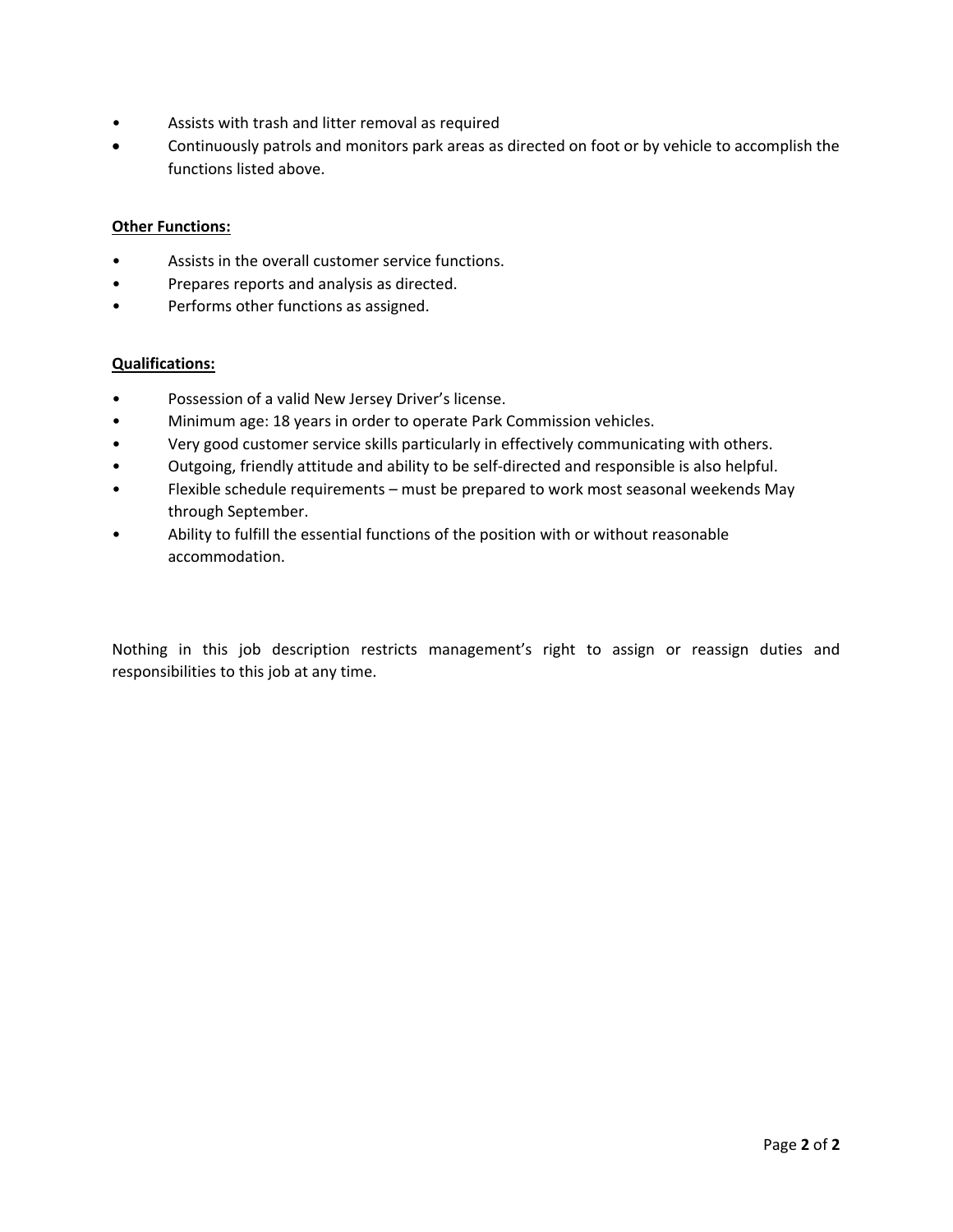- Assists with trash and litter removal as required
- Continuously patrols and monitors park areas as directed on foot or by vehicle to accomplish the functions listed above.

**Other Functions:**

- Assists in the overall customer service functions.
- Prepares reports and analysis as directed.
- Performs other functions as assigned.

**Qualifications:**

- Possession of a valid New Jersey Driver's license.
- Minimum age: 18 years in order to operate Park Commission vehicles.
- Very good customer service skills particularly in effectively communicating with others.
- Outgoing, friendly attitude and ability to be self-directed and responsible is also helpful.
- Flexible schedule requirements – must be prepared to work most seasonal weekends May through September.
- Ability to fulfill the essential functions of the position with or without reasonable accommodation.

Nothing in this job description restricts management's right to assign or reassign duties and responsibilities to this job at any time.